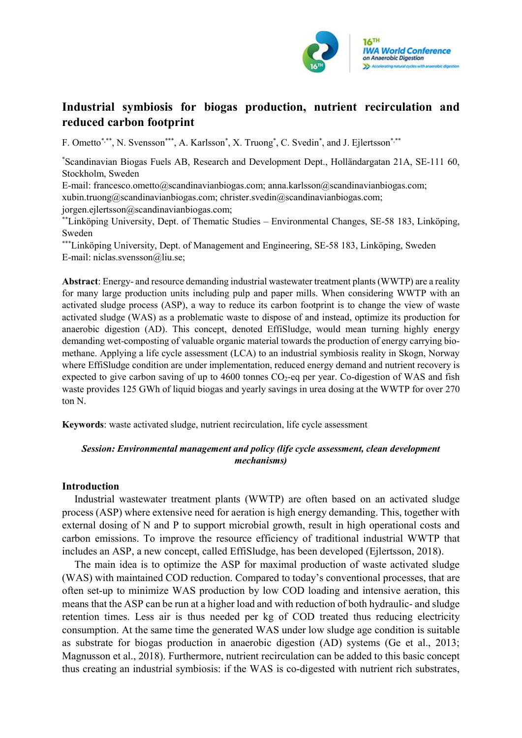# Industrial symbiosis for biogas production, nutrient recirculation and reduced carbon footprint

F. Ometto[\*,\*\*], N. Svensson[\*\*\*], A. Karlsson[\*], X. Truong[\*], C. Svedin[\*], and J. Ejlertsson[\*,\*\*]

[\*]Scandinavian Biogas Fuels AB, Research and Development Dept., Holländargatan 21A, SE-111 60, Stockholm, Sweden
E-mail: francesco.ometto@scandinavianbiogas.com; anna.karlsson@scandinavianbiogas.com; xubin.truong@scandinavianbiogas.com; christer.svedin@scandinavianbiogas.com; jorgen.ejlertsson@scandinavianbiogas.com;

[\*\*]Linköping University, Dept. of Thematic Studies – Environmental Changes, SE-58 183, Linköping, Sweden

[\*\*\*]Linköping University, Dept. of Management and Engineering, SE-58 183, Linköping, Sweden
E-mail: niclas.svensson@liu.se;

**Abstract**: Energy- and resource demanding industrial wastewater treatment plants (WWTP) are a reality for many large production units including pulp and paper mills. When considering WWTP with an activated sludge process (ASP), a way to reduce its carbon footprint is to change the view of waste activated sludge (WAS) as a problematic waste to dispose of and instead, optimize its production for anaerobic digestion (AD). This concept, denoted EffiSludge, would mean turning highly energy demanding wet-composting of valuable organic material towards the production of energy carrying bio-methane. Applying a life cycle assessment (LCA) to an industrial symbiosis reality in Skogn, Norway where EffiSludge condition are under implementation, reduced energy demand and nutrient recovery is expected to give carbon saving of up to 4600 tonnes $CO_2$-eq per year. Co-digestion of WAS and fish waste provides 125 GWh of liquid biogas and yearly savings in urea dosing at the WWTP for over 270 ton N.

**Keywords**: waste activated sludge, nutrient recirculation, life cycle assessment

***Session: Environmental management and policy (life cycle assessment, clean development mechanisms)***

## Introduction

Industrial wastewater treatment plants (WWTP) are often based on an activated sludge process (ASP) where extensive need for aeration is high energy demanding. This, together with external dosing of N and P to support microbial growth, result in high operational costs and carbon emissions. To improve the resource efficiency of traditional industrial WWTP that includes an ASP, a new concept, called EffiSludge, has been developed (Ejlertsson, 2018).

The main idea is to optimize the ASP for maximal production of waste activated sludge (WAS) with maintained COD reduction. Compared to today's conventional processes, that are often set-up to minimize WAS production by low COD loading and intensive aeration, this means that the ASP can be run at a higher load and with reduction of both hydraulic- and sludge retention times. Less air is thus needed per kg of COD treated thus reducing electricity consumption. At the same time the generated WAS under low sludge age condition is suitable as substrate for biogas production in anaerobic digestion (AD) systems (Ge et al., 2013; Magnusson et al., 2018). Furthermore, nutrient recirculation can be added to this basic concept thus creating an industrial symbiosis: if the WAS is co-digested with nutrient rich substrates,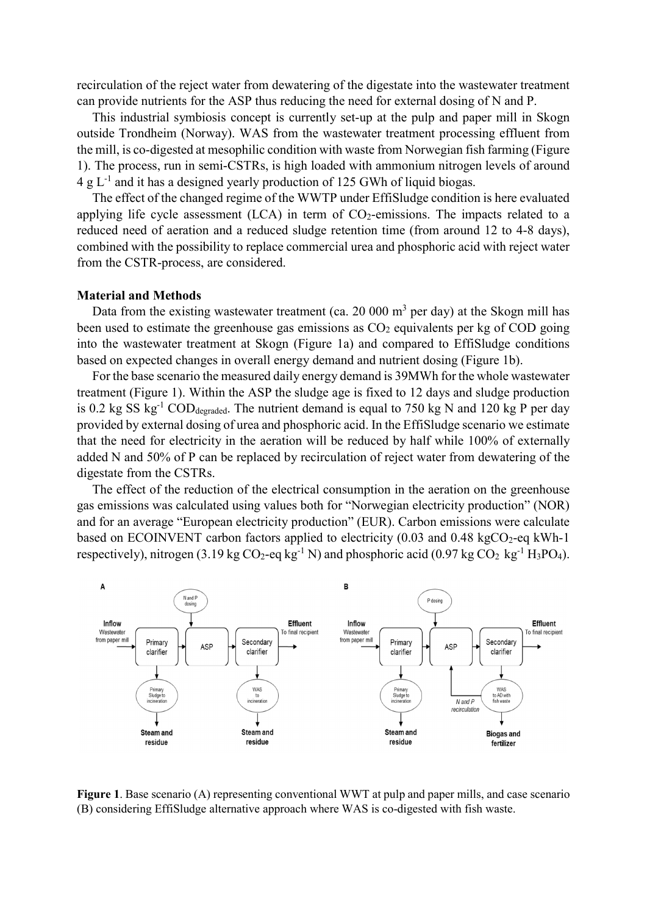recirculation of the reject water from dewatering of the digestate into the wastewater treatment can provide nutrients for the ASP thus reducing the need for external dosing of N and P.

This industrial symbiosis concept is currently set-up at the pulp and paper mill in Skogn outside Trondheim (Norway). WAS from the wastewater treatment processing effluent from the mill, is co-digested at mesophilic condition with waste from Norwegian fish farming (Figure 1). The process, run in semi-CSTRs, is high loaded with ammonium nitrogen levels of around 4 g $L^{-1}$ and it has a designed yearly production of 125 GWh of liquid biogas.

The effect of the changed regime of the WWTP under EffiSludge condition is here evaluated applying life cycle assessment (LCA) in term of $CO_2$-emissions. The impacts related to a reduced need of aeration and a reduced sludge retention time (from around 12 to 4-8 days), combined with the possibility to replace commercial urea and phosphoric acid with reject water from the CSTR-process, are considered.

**Material and Methods**

Data from the existing wastewater treatment (ca. 20 000 $m^3$ per day) at the Skogn mill has been used to estimate the greenhouse gas emissions as $CO_2$ equivalents per kg of COD going into the wastewater treatment at Skogn (Figure 1a) and compared to EffiSludge conditions based on expected changes in overall energy demand and nutrient dosing (Figure 1b).

For the base scenario the measured daily energy demand is 39MWh for the whole wastewater treatment (Figure 1). Within the ASP the sludge age is fixed to 12 days and sludge production is 0.2 kg SS $kg^{-1}$ $COD_{degraded}$. The nutrient demand is equal to 750 kg N and 120 kg P per day provided by external dosing of urea and phosphoric acid. In the EffiSludge scenario we estimate that the need for electricity in the aeration will be reduced by half while 100% of externally added N and 50% of P can be replaced by recirculation of reject water from dewatering of the digestate from the CSTRs.

The effect of the reduction of the electrical consumption in the aeration on the greenhouse gas emissions was calculated using values both for "Norwegian electricity production" (NOR) and for an average "European electricity production" (EUR). Carbon emissions were calculate based on ECOINVENT carbon factors applied to electricity (0.03 and 0.48 $kgCO_2$-eq kWh-1 respectively), nitrogen (3.19 kg $CO_2$-eq $kg^{-1}$ N) and phosphoric acid (0.97 kg $CO_2$ $kg^{-1}$ $H_3PO_4$).

**Figure 1**. Base scenario (A) representing conventional WWT at pulp and paper mills, and case scenario (B) considering EffiSludge alternative approach where WAS is co-digested with fish waste.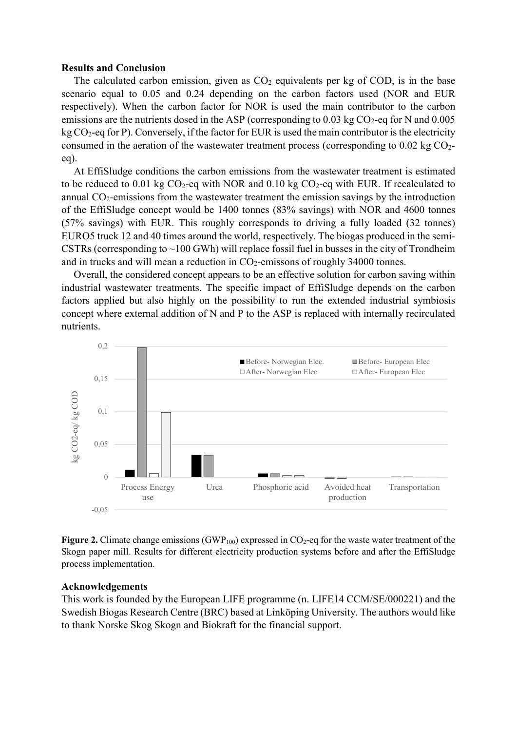**Results and Conclusion**

The calculated carbon emission, given as $CO_2$ equivalents per kg of COD, is in the base scenario equal to 0.05 and 0.24 depending on the carbon factors used (NOR and EUR respectively). When the carbon factor for NOR is used the main contributor to the carbon emissions are the nutrients dosed in the ASP (corresponding to 0.03 kg $CO_2$-eq for N and 0.005 kg $CO_2$-eq for P). Conversely, if the factor for EUR is used the main contributor is the electricity consumed in the aeration of the wastewater treatment process (corresponding to 0.02 kg $CO_2$-eq).

At EffiSludge conditions the carbon emissions from the wastewater treatment is estimated to be reduced to 0.01 kg $CO_2$-eq with NOR and 0.10 kg $CO_2$-eq with EUR. If recalculated to annual $CO_2$-emissions from the wastewater treatment the emission savings by the introduction of the EffiSludge concept would be 1400 tonnes (83% savings) with NOR and 4600 tonnes (57% savings) with EUR. This roughly corresponds to driving a fully loaded (32 tonnes) EURO5 truck 12 and 40 times around the world, respectively. The biogas produced in the semi-CSTRs (corresponding to ~100 GWh) will replace fossil fuel in busses in the city of Trondheim and in trucks and will mean a reduction in $CO_2$-emissons of roughly 34000 tonnes.

Overall, the considered concept appears to be an effective solution for carbon saving within industrial wastewater treatments. The specific impact of EffiSludge depends on the carbon factors applied but also highly on the possibility to run the extended industrial symbiosis concept where external addition of N and P to the ASP is replaced with internally recirculated nutrients.

**Figure 2.** Climate change emissions ($GWP_{100}$) expressed in $CO_2$-eq for the waste water treatment of the Skogn paper mill. Results for different electricity production systems before and after the EffiSludge process implementation.

**Acknowledgements**

This work is founded by the European LIFE programme (n. LIFE14 CCM/SE/000221) and the Swedish Biogas Research Centre (BRC) based at Linköping University. The authors would like to thank Norske Skog Skogn and Biokraft for the financial support.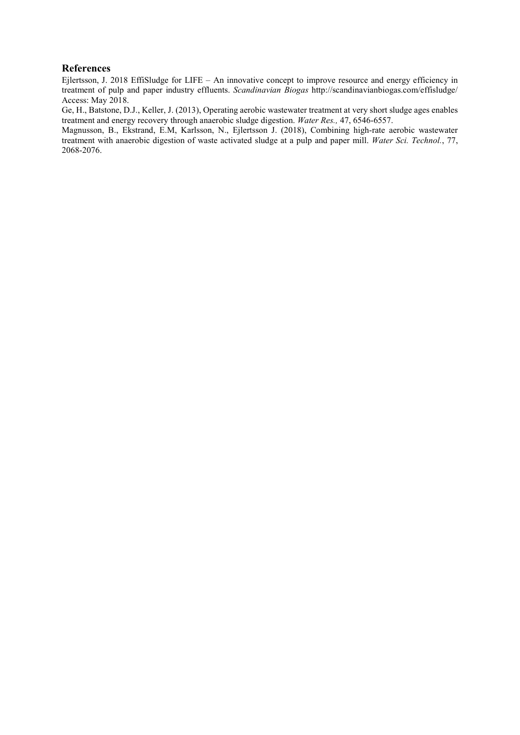## References

Ejlertsson, J. 2018 EffiSludge for LIFE – An innovative concept to improve resource and energy efficiency in treatment of pulp and paper industry effluents. *Scandinavian Biogas* http://scandinavianbiogas.com/effisludge/ Access: May 2018.

Ge, H., Batstone, D.J., Keller, J. (2013), Operating aerobic wastewater treatment at very short sludge ages enables treatment and energy recovery through anaerobic sludge digestion. *Water Res.,* 47, 6546-6557.

Magnusson, B., Ekstrand, E.M, Karlsson, N., Ejlertsson J. (2018), Combining high-rate aerobic wastewater treatment with anaerobic digestion of waste activated sludge at a pulp and paper mill. *Water Sci. Technol.*, 77, 2068-2076.